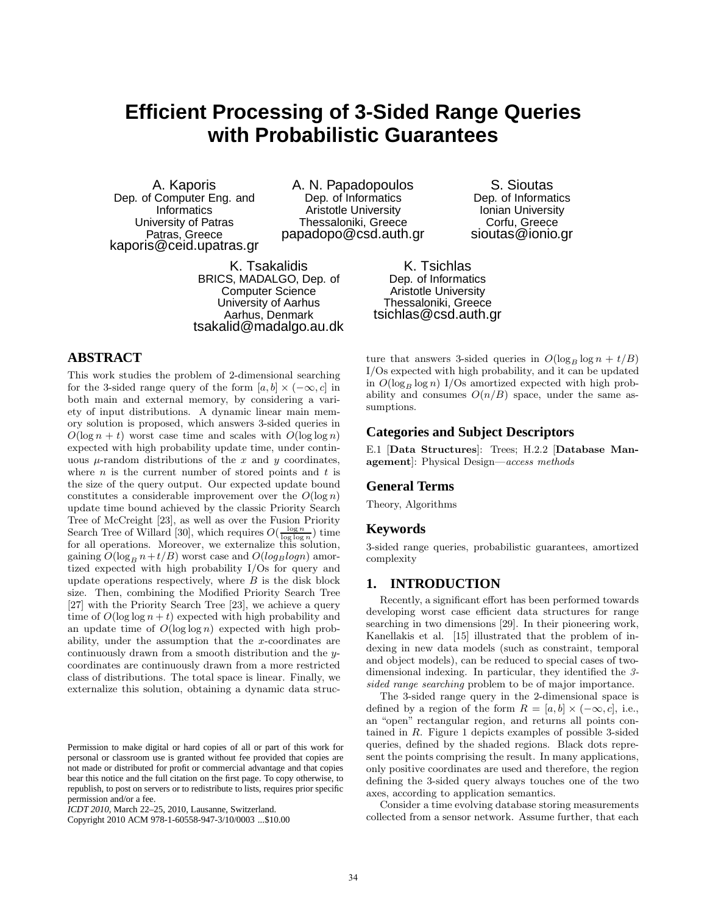# Efficient Processing of 3-Sided Range Queries with Probabilistic Guarantees

A. Kaporis
Dep. of Computer Eng. and Informatics
University of Patras
Patras, Greece
kaporis@ceid.upatras.gr

A. N. Papadopoulos
Dep. of Informatics
Aristotle University
Thessaloniki, Greece
papadopo@csd.auth.gr

S. Sioutas
Dep. of Informatics
Ionian University
Corfu, Greece
sioutas@ionio.gr

K. Tsakalidis
BRICS, MADALGO, Dep. of Computer Science
University of Aarhus
Aarhus, Denmark
tsakalid@madalgo.au.dk

K. Tsichlas
Dep. of Informatics
Aristotle University
Thessaloniki, Greece
tsichlas@csd.auth.gr

## ABSTRACT

This work studies the problem of 2-dimensional searching for the 3-sided range query of the form $[a,b] \times (-\infty, c]$ in both main and external memory, by considering a variety of input distributions. A dynamic linear main memory solution is proposed, which answers 3-sided queries in $O(\log n + t)$ worst case time and scales with $O(\log\log n)$ expected with high probability update time, under continuous $\mu$-random distributions of the $x$ and $y$ coordinates, where $n$ is the current number of stored points and $t$ is the size of the query output. Our expected update bound constitutes a considerable improvement over the $O(\log n)$ update time bound achieved by the classic Priority Search Tree of McCreight [23], as well as over the Fusion Priority Search Tree of Willard [30], which requires $O(\frac{\log n}{\log\log n})$ time for all operations. Moreover, we externalize this solution, gaining $O(\log_B n + t/B)$ worst case and $O(log_B logn)$ amortized expected with high probability I/Os for query and update operations respectively, where $B$ is the disk block size. Then, combining the Modified Priority Search Tree [27] with the Priority Search Tree [23], we achieve a query time of $O(\log\log n + t)$ expected with high probability and an update time of $O(\log\log n)$ expected with high probability, under the assumption that the $x$-coordinates are continuously drawn from a smooth distribution and the $y$-coordinates are continuously drawn from a more restricted class of distributions. The total space is linear. Finally, we externalize this solution, obtaining a dynamic data structure that answers 3-sided queries in $O(\log_B \log n + t/B)$ I/Os expected with high probability, and it can be updated in $O(\log_B \log n)$ I/Os amortized expected with high probability and consumes $O(n/B)$ space, under the same assumptions.

Permission to make digital or hard copies of all or part of this work for personal or classroom use is granted without fee provided that copies are not made or distributed for profit or commercial advantage and that copies bear this notice and the full citation on the first page. To copy otherwise, to republish, to post on servers or to redistribute to lists, requires prior specific permission and/or a fee.
*ICDT 2010,* March 22–25, 2010, Lausanne, Switzerland.
Copyright 2010 ACM 978-1-60558-947-3/10/0003 ...$10.00

## Categories and Subject Descriptors

E.1 [**Data Structures**]: Trees; H.2.2 [**Database Management**]: Physical Design—*access methods*

## General Terms

Theory, Algorithms

## Keywords

3-sided range queries, probabilistic guarantees, amortized complexity

## 1. INTRODUCTION

Recently, a significant effort has been performed towards developing worst case efficient data structures for range searching in two dimensions [29]. In their pioneering work, Kanellakis et al. [15] illustrated that the problem of indexing in new data models (such as constraint, temporal and object models), can be reduced to special cases of two-dimensional indexing. In particular, they identified the *3-sided range searching* problem to be of major importance.

The 3-sided range query in the 2-dimensional space is defined by a region of the form $R = [a,b] \times (-\infty, c]$, i.e., an "open" rectangular region, and returns all points contained in $R$. Figure 1 depicts examples of possible 3-sided queries, defined by the shaded regions. Black dots represent the points comprising the result. In many applications, only positive coordinates are used and therefore, the region defining the 3-sided query always touches one of the two axes, according to application semantics.

Consider a time evolving database storing measurements collected from a sensor network. Assume further, that each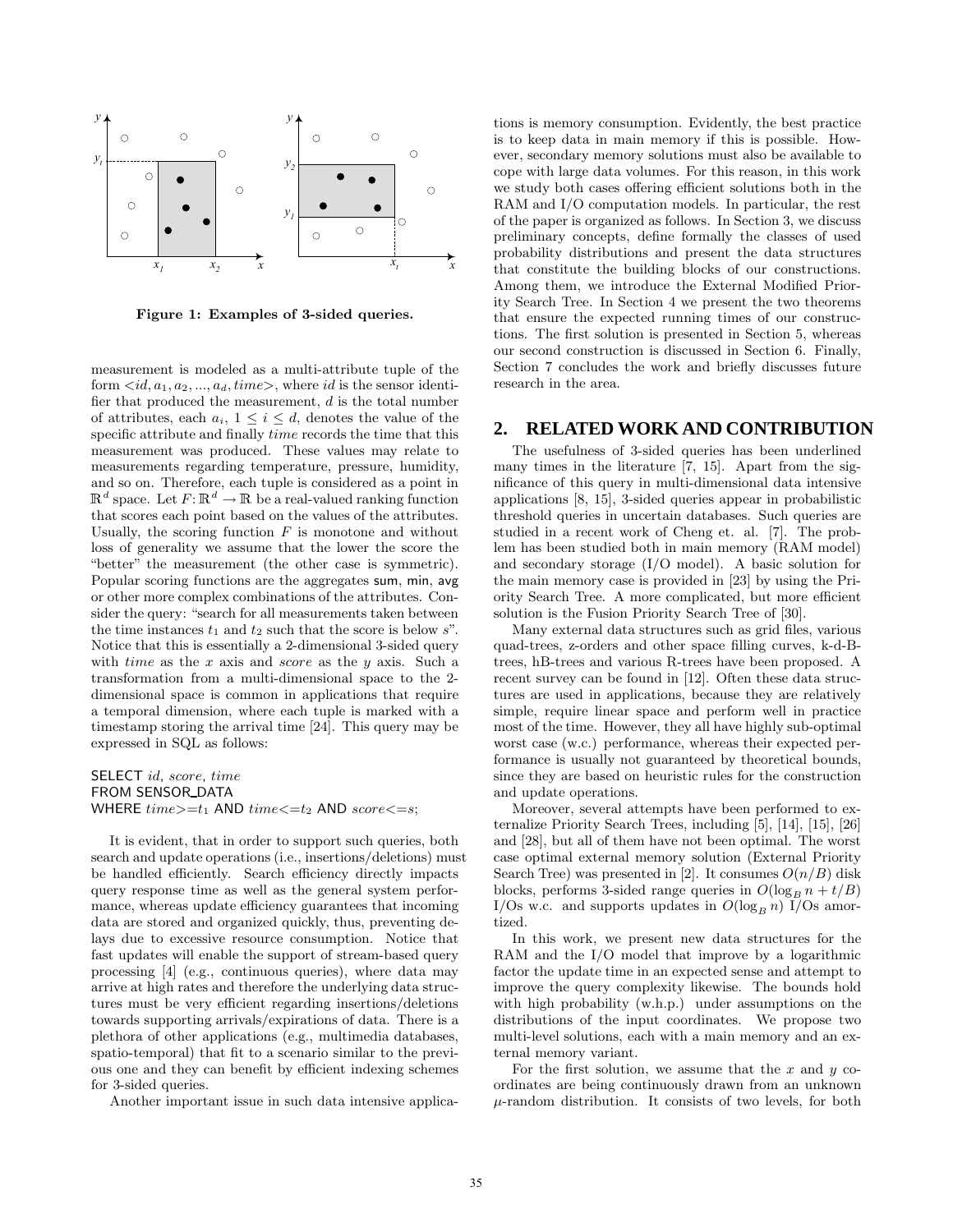Figure 1: Examples of 3-sided queries.

measurement is modeled as a multi-attribute tuple of the form $<id, a_1, a_2, ..., a_d, time>$, where $id$ is the sensor identifier that produced the measurement, $d$ is the total number of attributes, each $a_i$, $1 \leq i \leq d$, denotes the value of the specific attribute and finally $time$ records the time that this measurement was produced. These values may relate to measurements regarding temperature, pressure, humidity, and so on. Therefore, each tuple is considered as a point in $\mathbb{R}^d$ space. Let $F: \mathbb{R}^d \rightarrow \mathbb{R}$ be a real-valued ranking function that scores each point based on the values of the attributes. Usually, the scoring function $F$ is monotone and without loss of generality we assume that the lower the score the "better" the measurement (the other case is symmetric). Popular scoring functions are the aggregates sum, min, avg or other more complex combinations of the attributes. Consider the query: "search for all measurements taken between the time instances $t_1$ and $t_2$ such that the score is below $s$". Notice that this is essentially a 2-dimensional 3-sided query with *time* as the $x$ axis and *score* as the $y$ axis. Such a transformation from a multi-dimensional space to the 2-dimensional space is common in applications that require a temporal dimension, where each tuple is marked with a timestamp storing the arrival time [24]. This query may be expressed in SQL as follows:

```
SELECT id, score, time
FROM SENSOR_DATA
WHERE time>=t1 AND time<=t2 AND score<=s;
```

It is evident, that in order to support such queries, both search and update operations (i.e., insertions/deletions) must be handled efficiently. Search efficiency directly impacts query response time as well as the general system performance, whereas update efficiency guarantees that incoming data are stored and organized quickly, thus, preventing delays due to excessive resource consumption. Notice that fast updates will enable the support of stream-based query processing [4] (e.g., continuous queries), where data may arrive at high rates and therefore the underlying data structures must be very efficient regarding insertions/deletions towards supporting arrivals/expirations of data. There is a plethora of other applications (e.g., multimedia databases, spatio-temporal) that fit to a scenario similar to the previous one and they can benefit by efficient indexing schemes for 3-sided queries.

Another important issue in such data intensive applications is memory consumption. Evidently, the best practice is to keep data in main memory if this is possible. However, secondary memory solutions must also be available to cope with large data volumes. For this reason, in this work we study both cases offering efficient solutions both in the RAM and I/O computation models. In particular, the rest of the paper is organized as follows. In Section 3, we discuss preliminary concepts, define formally the classes of used probability distributions and present the data structures that constitute the building blocks of our constructions. Among them, we introduce the External Modified Priority Search Tree. In Section 4 we present the two theorems that ensure the expected running times of our constructions. The first solution is presented in Section 5, whereas our second construction is discussed in Section 6. Finally, Section 7 concludes the work and briefly discusses future research in the area.

## 2. RELATED WORK AND CONTRIBUTION

The usefulness of 3-sided queries has been underlined many times in the literature [7, 15]. Apart from the significance of this query in multi-dimensional data intensive applications [8, 15], 3-sided queries appear in probabilistic threshold queries in uncertain databases. Such queries are studied in a recent work of Cheng et. al. [7]. The problem has been studied both in main memory (RAM model) and secondary storage (I/O model). A basic solution for the main memory case is provided in [23] by using the Priority Search Tree. A more complicated, but more efficient solution is the Fusion Priority Search Tree of [30].

Many external data structures such as grid files, various quad-trees, z-orders and other space filling curves, k-d-B-trees, hB-trees and various R-trees have been proposed. A recent survey can be found in [12]. Often these data structures are used in applications, because they are relatively simple, require linear space and perform well in practice most of the time. However, they all have highly sub-optimal worst case (w.c.) performance, whereas their expected performance is usually not guaranteed by theoretical bounds, since they are based on heuristic rules for the construction and update operations.

Moreover, several attempts have been performed to externalize Priority Search Trees, including [5], [14], [15], [26] and [28], but all of them have not been optimal. The worst case optimal external memory solution (External Priority Search Tree) was presented in [2]. It consumes $O(n/B)$ disk blocks, performs 3-sided range queries in $O(\log_B n + t/B)$ I/Os w.c. and supports updates in $O(\log_B n)$ I/Os amortized.

In this work, we present new data structures for the RAM and the I/O model that improve by a logarithmic factor the update time in an expected sense and attempt to improve the query complexity likewise. The bounds hold with high probability (w.h.p.) under assumptions on the distributions of the input coordinates. We propose two multi-level solutions, each with a main memory and an external memory variant.

For the first solution, we assume that the $x$ and $y$ coordinates are being continuously drawn from an unknown $\mu$-random distribution. It consists of two levels, for both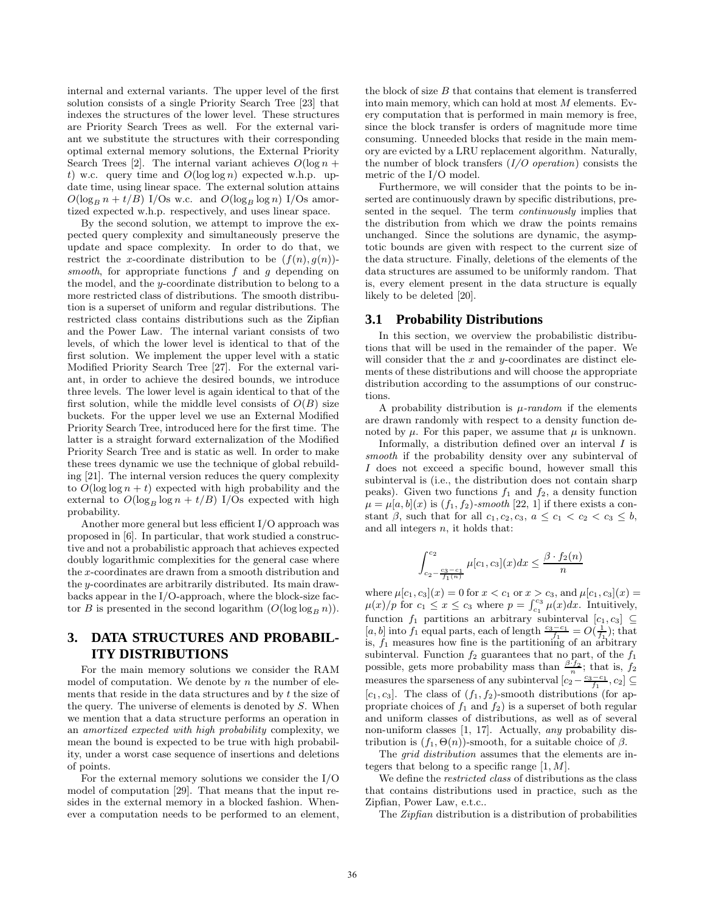internal and external variants. The upper level of the first solution consists of a single Priority Search Tree [23] that indexes the structures of the lower level. These structures are Priority Search Trees as well. For the external variant we substitute the structures with their corresponding optimal external memory solutions, the External Priority Search Trees [2]. The internal variant achieves $O(\log n + t)$ w.c. query time and $O(\log \log n)$ expected w.h.p. update time, using linear space. The external solution attains $O(\log_B n + t/B)$ I/Os w.c. and $O(\log_B \log n)$ I/Os amortized expected w.h.p. respectively, and uses linear space.

By the second solution, we attempt to improve the expected query complexity and simultaneously preserve the update and space complexity. In order to do that, we restrict the $x$-coordinate distribution to be $(f(n), g(n))$-*smooth*, for appropriate functions $f$ and $g$ depending on the model, and the $y$-coordinate distribution to belong to a more restricted class of distributions. The smooth distribution is a superset of uniform and regular distributions. The restricted class contains distributions such as the Zipfian and the Power Law. The internal variant consists of two levels, of which the lower level is identical to that of the first solution. We implement the upper level with a static Modified Priority Search Tree [27]. For the external variant, in order to achieve the desired bounds, we introduce three levels. The lower level is again identical to that of the first solution, while the middle level consists of $O(B)$ size buckets. For the upper level we use an External Modified Priority Search Tree, introduced here for the first time. The latter is a straight forward externalization of the Modified Priority Search Tree and is static as well. In order to make these trees dynamic we use the technique of global rebuilding [21]. The internal version reduces the query complexity to $O(\log \log n + t)$ expected with high probability and the external to $O(\log_B \log n + t/B)$ I/Os expected with high probability.

Another more general but less efficient I/O approach was proposed in [6]. In particular, that work studied a constructive and not a probabilistic approach that achieves expected doubly logarithmic complexities for the general case where the $x$-coordinates are drawn from a smooth distribution and the $y$-coordinates are arbitrarily distributed. Its main drawbacks appear in the I/O-approach, where the block-size factor $B$ is presented in the second logarithm ($O(\log \log_B n)$).

## 3. DATA STRUCTURES AND PROBABILITY DISTRIBUTIONS

For the main memory solutions we consider the RAM model of computation. We denote by $n$ the number of elements that reside in the data structures and by $t$ the size of the query. The universe of elements is denoted by $S$. When we mention that a data structure performs an operation in an *amortized expected with high probability* complexity, we mean the bound is expected to be true with high probability, under a worst case sequence of insertions and deletions of points.

For the external memory solutions we consider the I/O model of computation [29]. That means that the input resides in the external memory in a blocked fashion. Whenever a computation needs to be performed to an element, the block of size $B$ that contains that element is transferred into main memory, which can hold at most $M$ elements. Every computation that is performed in main memory is free, since the block transfer is orders of magnitude more time consuming. Unneeded blocks that reside in the main memory are evicted by a LRU replacement algorithm. Naturally, the number of block transfers (*I/O operation*) consists the metric of the I/O model.

Furthermore, we will consider that the points to be inserted are continuously drawn by specific distributions, presented in the sequel. The term *continuously* implies that the distribution from which we draw the points remains unchanged. Since the solutions are dynamic, the asymptotic bounds are given with respect to the current size of the data structure. Finally, deletions of the elements of the data structures are assumed to be uniformly random. That is, every element present in the data structure is equally likely to be deleted [20].

### 3.1 Probability Distributions

In this section, we overview the probabilistic distributions that will be used in the remainder of the paper. We will consider that the $x$ and $y$-coordinates are distinct elements of these distributions and will choose the appropriate distribution according to the assumptions of our constructions.

A probability distribution is $\mu$-*random* if the elements are drawn randomly with respect to a density function denoted by $\mu$. For this paper, we assume that $\mu$ is unknown.

Informally, a distribution defined over an interval $I$ is *smooth* if the probability density over any subinterval of $I$ does not exceed a specific bound, however small this subinterval is (i.e., the distribution does not contain sharp peaks). Given two functions $f_1$ and $f_2$, a density function $\mu = \mu[a, b](x)$ is $(f_1, f_2)$-*smooth* [22, 1] if there exists a constant $\beta$, such that for all $c_1, c_2, c_3$, $a \leq c_1 < c_2 < c_3 \leq b$, and all integers $n$, it holds that:

$$\int_{c_2 - \frac{c_3 - c_1}{f_1(n)}}^{c_2} \mu[c_1, c_3](x)dx \leq \frac{\beta \cdot f_2(n)}{n}$$

where $\mu[c_1, c_3](x) = 0$ for $x < c_1$ or $x > c_3$, and $\mu[c_1, c_3](x) = \mu(x)/p$ for $c_1 \leq x \leq c_3$ where $p = \int_{c_1}^{c_3} \mu(x)dx$. Intuitively, function $f_1$ partitions an arbitrary subinterval $[c_1, c_3] \subseteq [a, b]$ into $f_1$ equal parts, each of length $\frac{c_3 - c_1}{f_1} = O(\frac{1}{f_1})$; that is, $f_1$ measures how fine is the partitioning of an arbitrary subinterval. Function $f_2$ guarantees that no part, of the $f_1$ possible, gets more probability mass than $\frac{\beta \cdot f_2}{n}$; that is, $f_2$ measures the sparseness of any subinterval $[c_2 - \frac{c_3 - c_1}{f_1}, c_2] \subseteq [c_1, c_3]$. The class of $(f_1, f_2)$-smooth distributions (for appropriate choices of $f_1$ and $f_2$) is a superset of both regular and uniform classes of distributions, as well as of several non-uniform classes [1, 17]. Actually, *any* probability distribution is $(f_1, \Theta(n))$-smooth, for a suitable choice of $\beta$.

The *grid distribution* assumes that the elements are integers that belong to a specific range $[1, M]$.

We define the *restricted class* of distributions as the class that contains distributions used in practice, such as the Zipfian, Power Law, e.t.c..

The *Zipfian* distribution is a distribution of probabilities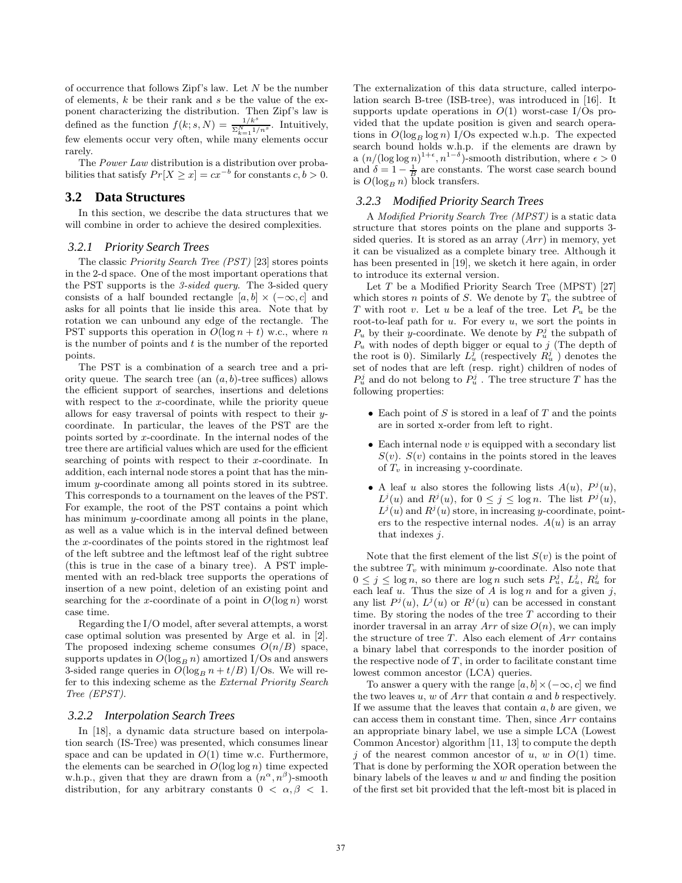of occurrence that follows Zipf's law. Let $N$ be the number of elements, $k$ be their rank and $s$ be the value of the exponent characterizing the distribution. Then Zipf's law is defined as the function $f(k; s, N) = \frac{1/k^s}{\Sigma_{k=1}^{N} 1/n^s}$. Intuitively, few elements occur very often, while many elements occur rarely.

The *Power Law* distribution is a distribution over probabilities that satisfy $Pr[X \geq x] = cx^{-b}$ for constants $c, b > 0$.

## 3.2 Data Structures

In this section, we describe the data structures that we will combine in order to achieve the desired complexities.

### 3.2.1 Priority Search Trees

The classic *Priority Search Tree (PST)* [23] stores points in the 2-d space. One of the most important operations that the PST supports is the *3-sided query*. The 3-sided query consists of a half bounded rectangle $[a, b] \times (-\infty, c]$ and asks for all points that lie inside this area. Note that by rotation we can unbound any edge of the rectangle. The PST supports this operation in $O(\log n + t)$ w.c., where $n$ is the number of points and $t$ is the number of the reported points.

The PST is a combination of a search tree and a priority queue. The search tree (an $(a, b)$-tree suffices) allows the efficient support of searches, insertions and deletions with respect to the $x$-coordinate, while the priority queue allows for easy traversal of points with respect to their $y$-coordinate. In particular, the leaves of the PST are the points sorted by $x$-coordinate. In the internal nodes of the tree there are artificial values which are used for the efficient searching of points with respect to their $x$-coordinate. In addition, each internal node stores a point that has the minimum $y$-coordinate among all points stored in its subtree. This corresponds to a tournament on the leaves of the PST. For example, the root of the PST contains a point which has minimum $y$-coordinate among all points in the plane, as well as a value which is in the interval defined between the $x$-coordinates of the points stored in the rightmost leaf of the left subtree and the leftmost leaf of the right subtree (this is true in the case of a binary tree). A PST implemented with an red-black tree supports the operations of insertion of a new point, deletion of an existing point and searching for the $x$-coordinate of a point in $O(\log n)$ worst case time.

Regarding the I/O model, after several attempts, a worst case optimal solution was presented by Arge et al. in [2]. The proposed indexing scheme consumes $O(n/B)$ space, supports updates in $O(\log_B n)$ amortized I/Os and answers 3-sided range queries in $O(\log_B n + t/B)$ I/Os. We will refer to this indexing scheme as the *External Priority Search Tree (EPST)*.

### 3.2.2 Interpolation Search Trees

In [18], a dynamic data structure based on interpolation search (IS-Tree) was presented, which consumes linear space and can be updated in $O(1)$ time w.c. Furthermore, the elements can be searched in $O(\log \log n)$ time expected w.h.p., given that they are drawn from a $(n^\alpha, n^\beta)$-smooth distribution, for any arbitrary constants $0 < \alpha, \beta < 1$. The externalization of this data structure, called interpolation search B-tree (ISB-tree), was introduced in [16]. It supports update operations in $O(1)$ worst-case I/Os provided that the update position is given and search operations in $O(\log_B \log n)$ I/Os expected w.h.p. The expected search bound holds w.h.p. if the elements are drawn by a $(n/(\log \log n)^{1+\epsilon}, n^{1-\delta})$-smooth distribution, where $\epsilon > 0$ and $\delta = 1 - \frac{1}{B}$ are constants. The worst case search bound is $O(\log_B n)$ block transfers.

### 3.2.3 Modified Priority Search Trees

A *Modified Priority Search Tree (MPST)* is a static data structure that stores points on the plane and supports 3-sided queries. It is stored as an array $(Arr)$ in memory, yet it can be visualized as a complete binary tree. Although it has been presented in [19], we sketch it here again, in order to introduce its external version.

Let $T$ be a Modified Priority Search Tree (MPST) [27] which stores $n$ points of $S$. We denote by $T_v$ the subtree of $T$ with root $v$. Let $u$ be a leaf of the tree. Let $P_u$ be the root-to-leaf path for $u$. For every $u$, we sort the points in $P_u$ by their $y$-coordinate. We denote by $P_u^j$ the subpath of $P_u$ with nodes of depth bigger or equal to $j$ (The depth of the root is 0). Similarly $L_u^j$ (respectively $R_u^j$ ) denotes the set of nodes that are left (resp. right) children of nodes of $P_u^j$ and do not belong to $P_u^j$ . The tree structure $T$ has the following properties:

- Each point of $S$ is stored in a leaf of $T$ and the points are in sorted x-order from left to right.
- Each internal node $v$ is equipped with a secondary list $S(v)$. $S(v)$ contains in the points stored in the leaves of $T_v$ in increasing y-coordinate.
- A leaf $u$ also stores the following lists $A(u)$, $P^j(u)$, $L^j(u)$ and $R^j(u)$, for $0 \leq j \leq \log n$. The list $P^j(u)$, $L^j(u)$ and $R^j(u)$ store, in increasing $y$-coordinate, pointers to the respective internal nodes. $A(u)$ is an array that indexes $j$.

Note that the first element of the list $S(v)$ is the point of the subtree $T_v$ with minimum $y$-coordinate. Also note that $0 \leq j \leq \log n$, so there are $\log n$ such sets $P_u^j$, $L_u^j$, $R_u^j$ for each leaf $u$. Thus the size of $A$ is $\log n$ and for a given $j$, any list $P^j(u)$, $L^j(u)$ or $R^j(u)$ can be accessed in constant time. By storing the nodes of the tree $T$ according to their inorder traversal in an array $Arr$ of size $O(n)$, we can imply the structure of tree $T$. Also each element of $Arr$ contains a binary label that corresponds to the inorder position of the respective node of $T$, in order to facilitate constant time lowest common ancestor (LCA) queries.

To answer a query with the range $[a, b] \times (-\infty, c]$ we find the two leaves $u$, $w$ of $Arr$ that contain $a$ and $b$ respectively. If we assume that the leaves that contain $a, b$ are given, we can access them in constant time. Then, since $Arr$ contains an appropriate binary label, we use a simple LCA (Lowest Common Ancestor) algorithm [11, 13] to compute the depth $j$ of the nearest common ancestor of $u$, $w$ in $O(1)$ time. That is done by performing the XOR operation between the binary labels of the leaves $u$ and $w$ and finding the position of the first set bit provided that the left-most bit is placed in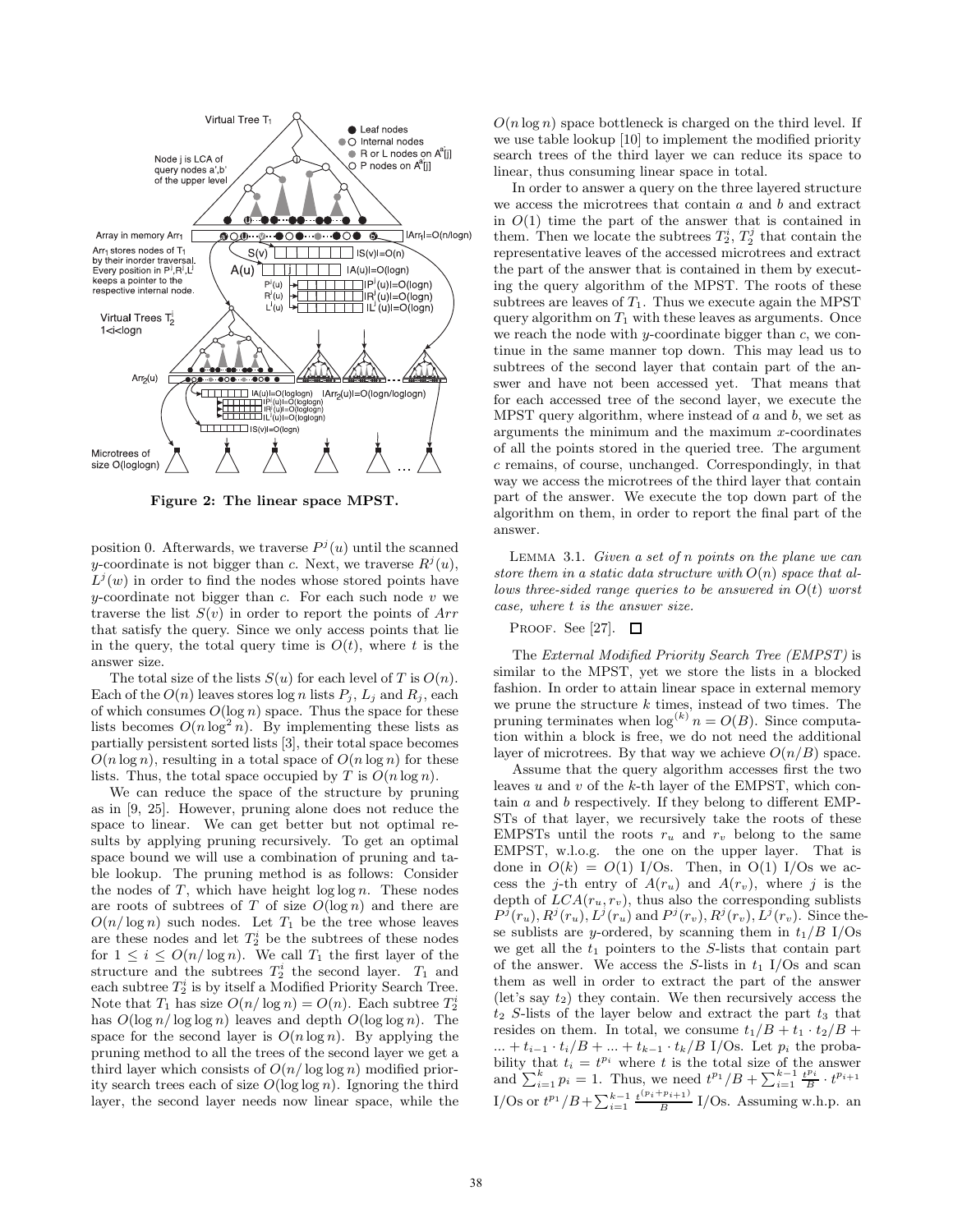Virtual Tree $T_1$

Leaf nodes
Internal nodes
R or L nodes on $A^{a'}[j]$
P nodes on $A^{a}[j]$

Node j is LCA of query nodes a',b' of the upper level

Array in memory $Arr_1$

$|Arr_1|=O(n/logn)$

$Arr_1$ stores nodes of $T_1$ by their inorder traversal. Every position in $P^j,R^j,L^j$ keeps a pointer to the respective internal node.

S(v) |S(v)|=O(n)

A(u) j |A(u)|=O(logn)

$P^j(u)$ $|P^j(u)|=O(logn)$

$R^j(u)$ $|R^j(u)|=O(logn)$

$L^j(u)$ $|L^j(u)|=O(logn)$

Virtual Trees $T_2^i$ 1<i<logn

$Arr_2(u)$

|A(u)|=O(loglogn) $|Arr_2(u)|=O(logn/loglogn)$

$|P^j(u)|=O(loglogn)$
$|R^j(u)|=O(loglogn)$
$|L^j(u)|=O(loglogn)$

|S(v)|=O(logn)

Microtrees of size O(loglogn)

**Figure 2: The linear space MPST.**

position 0. Afterwards, we traverse $P^j(u)$ until the scanned $y$-coordinate is not bigger than $c$. Next, we traverse $R^j(u)$, $L^j(w)$ in order to find the nodes whose stored points have $y$-coordinate not bigger than $c$. For each such node $v$ we traverse the list $S(v)$ in order to report the points of $Arr$ that satisfy the query. Since we only access points that lie in the query, the total query time is $O(t)$, where $t$ is the answer size.

The total size of the lists $S(u)$ for each level of $T$ is $O(n)$. Each of the $O(n)$ leaves stores $\log n$ lists $P_j$, $L_j$ and $R_j$, each of which consumes $O(\log n)$ space. Thus the space for these lists becomes $O(n \log^2 n)$. By implementing these lists as partially persistent sorted lists [3], their total space becomes $O(n \log n)$, resulting in a total space of $O(n \log n)$ for these lists. Thus, the total space occupied by $T$ is $O(n \log n)$.

We can reduce the space of the structure by pruning as in [9, 25]. However, pruning alone does not reduce the space to linear. We can get better but not optimal results by applying pruning recursively. To get an optimal space bound we will use a combination of pruning and table lookup. The pruning method is as follows: Consider the nodes of $T$, which have height $\log \log n$. These nodes are roots of subtrees of $T$ of size $O(\log n)$ and there are $O(n/\log n)$ such nodes. Let $T_1$ be the tree whose leaves are these nodes and let $T_2^i$ be the subtrees of these nodes for $1 \leq i \leq O(n/\log n)$. We call $T_1$ the first layer of the structure and the subtrees $T_2^i$ the second layer. $T_1$ and each subtree $T_2^i$ is by itself a Modified Priority Search Tree. Note that $T_1$ has size $O(n/\log n) = O(n)$. Each subtree $T_2^i$ has $O(\log n/\log \log n)$ leaves and depth $O(\log \log n)$. The space for the second layer is $O(n \log n)$. By applying the pruning method to all the trees of the second layer we get a third layer which consists of $O(n/\log \log n)$ modified priority search trees each of size $O(\log \log n)$. Ignoring the third layer, the second layer needs now linear space, while the $O(n \log n)$ space bottleneck is charged on the third level. If we use table lookup [10] to implement the modified priority search trees of the third layer we can reduce its space to linear, thus consuming linear space in total.

In order to answer a query on the three layered structure we access the microtrees that contain $a$ and $b$ and extract in $O(1)$ time the part of the answer that is contained in them. Then we locate the subtrees $T_2^i$, $T_2^j$ that contain the representative leaves of the accessed microtrees and extract the part of the answer that is contained in them by executing the query algorithm of the MPST. The roots of these subtrees are leaves of $T_1$. Thus we execute again the MPST query algorithm on $T_1$ with these leaves as arguments. Once we reach the node with $y$-coordinate bigger than $c$, we continue in the same manner top down. This may lead us to subtrees of the second layer that contain part of the answer and have not been accessed yet. That means that for each accessed tree of the second layer, we execute the MPST query algorithm, where instead of $a$ and $b$, we set as arguments the minimum and the maximum $x$-coordinates of all the points stored in the queried tree. The argument $c$ remains, of course, unchanged. Correspondingly, in that way we access the microtrees of the third layer that contain part of the answer. We execute the top down part of the algorithm on them, in order to report the final part of the answer.

Lemma 3.1. *Given a set of $n$ points on the plane we can store them in a static data structure with $O(n)$ space that allows three-sided range queries to be answered in $O(t)$ worst case, where $t$ is the answer size.*

Proof. See [27]. □

The *External Modified Priority Search Tree (EMPST)* is similar to the MPST, yet we store the lists in a blocked fashion. In order to attain linear space in external memory we prune the structure $k$ times, instead of two times. The pruning terminates when $\log^{(k)} n = O(B)$. Since computation within a block is free, we do not need the additional layer of microtrees. By that way we achieve $O(n/B)$ space.

Assume that the query algorithm accesses first the two leaves $u$ and $v$ of the $k$-th layer of the EMPST, which contain $a$ and $b$ respectively. If they belong to different EMPSTs of that layer, we recursively take the roots of these EMPSTs until the roots $r_u$ and $r_v$ belong to the same EMPST, w.l.o.g. the one on the upper layer. That is done in $O(k) = O(1)$ I/Os. Then, in O(1) I/Os we access the $j$-th entry of $A(r_u)$ and $A(r_v)$, where $j$ is the depth of $LCA(r_u, r_v)$, thus also the corresponding sublists $P^j(r_u), R^j(r_u), L^j(r_u)$ and $P^j(r_v), R^j(r_v), L^j(r_v)$. Since these sublists are $y$-ordered, by scanning them in $t_1/B$ I/Os we get all the $t_1$ pointers to the $S$-lists that contain part of the answer. We access the $S$-lists in $t_1$ I/Os and scan them as well in order to extract the part of the answer (let's say $t_2$) they contain. We then recursively access the $t_2$ $S$-lists of the layer below and extract the part $t_3$ that resides on them. In total, we consume $t_1/B + t_1 \cdot t_2/B + ... + t_{i-1} \cdot t_i/B + ... + t_{k-1} \cdot t_k/B$ I/Os. Let $p_i$ the probability that $t_i = t^{p_i}$ where $t$ is the total size of the answer and $\sum_{i=1}^{k} p_i = 1$. Thus, we need $t^{p_1}/B + \sum_{i=1}^{k-1} \frac{t^{p_i}}{B} \cdot t^{p_{i+1}}$ I/Os or $t^{p_1}/B + \sum_{i=1}^{k-1} \frac{t^{(p_i+p_{i+1})}}{B}$ I/Os. Assuming w.h.p. an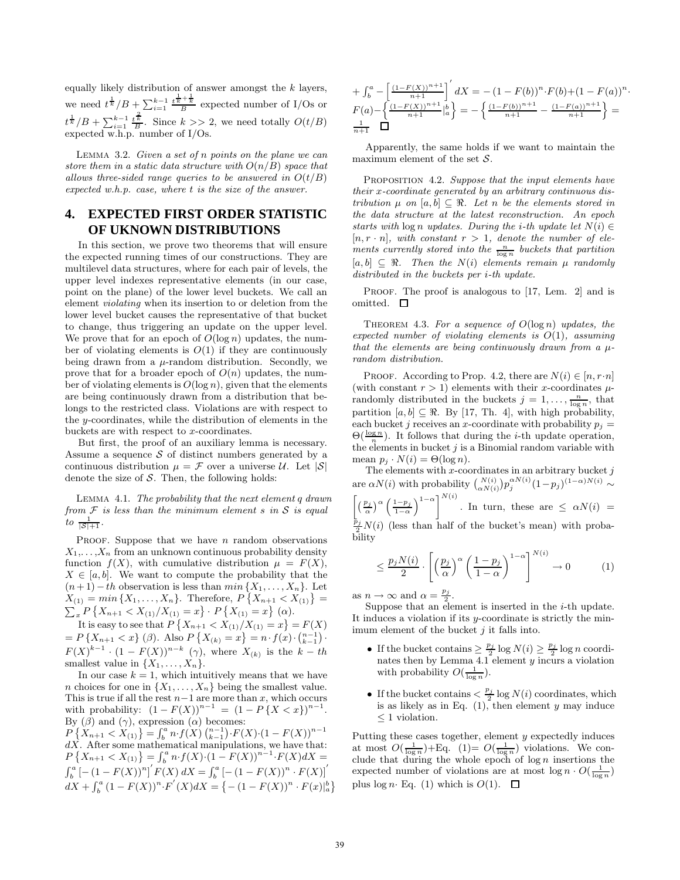equally likely distribution of answer amongst the $k$ layers, we need $t^{\frac{1}{k}}/B + \sum_{i=1}^{k-1} \frac{t^{\frac{1}{k}+\frac{1}{k}}}{B}$ expected number of I/Os or $t^{\frac{1}{k}}/B + \sum_{i=1}^{k-1} \frac{t^{\frac{2}{k}}}{B}$. Since $k >> 2$, we need totally $O(t/B)$ expected w.h.p. number of I/Os.

LEMMA 3.2. *Given a set of $n$ points on the plane we can store them in a static data structure with $O(n/B)$ space that allows three-sided range queries to be answered in $O(t/B)$ expected w.h.p. case, where $t$ is the size of the answer.*

# 4. EXPECTED FIRST ORDER STATISTIC OF UKNOWN DISTRIBUTIONS

In this section, we prove two theorems that will ensure the expected running times of our constructions. They are multilevel data structures, where for each pair of levels, the upper level indexes representative elements (in our case, point on the plane) of the lower level buckets. We call an element *violating* when its insertion to or deletion from the lower level bucket causes the representative of that bucket to change, thus triggering an update on the upper level. We prove that for an epoch of $O(\log n)$ updates, the number of violating elements is $O(1)$ if they are continuously being drawn from a $\mu$-random distribution. Secondly, we prove that for a broader epoch of $O(n)$ updates, the number of violating elements is $O(\log n)$, given that the elements are being continuously drawn from a distribution that belongs to the restricted class. Violations are with respect to the $y$-coordinates, while the distribution of elements in the buckets are with respect to $x$-coordinates.

But first, the proof of an auxiliary lemma is necessary. Assume a sequence $\mathcal{S}$ of distinct numbers generated by a continuous distribution $\mu = \mathcal{F}$ over a universe $\mathcal{U}$. Let $|\mathcal{S}|$ denote the size of $\mathcal{S}$. Then, the following holds:

LEMMA 4.1. *The probability that the next element $q$ drawn from $\mathcal{F}$ is less than the minimum element $s$ in $\mathcal{S}$ is equal to $\frac{1}{|\mathcal{S}|+1}$.*

PROOF. Suppose that we have $n$ random observations $X_1,\ldots,X_n$ from an unknown continuous probability density function $f(X)$, with cumulative distribution $\mu = F(X)$, $X \in [a,b]$. We want to compute the probability that the $(n+1)-th$ observation is less than $min\{X_1,\ldots,X_n\}$. Let $X_{(1)} = min\{X_1,\ldots,X_n\}$. Therefore, $P\{X_{n+1} < X_{(1)}\} = \sum_x P\{X_{n+1} < X_{(1)}/X_{(1)} = x\} \cdot P\{X_{(1)} = x\}$ $(\alpha)$.

It is easy to see that $P\{X_{n+1} < X_{(1)}/X_{(1)} = x\} = F(X)$ $= P\{X_{n+1} < x\}$ $(\beta)$. Also $P\{X_{(k)} = x\} = n \cdot f(x) \cdot \binom{n-1}{k-1} \cdot F(X)^{k-1} \cdot (1-F(X))^{n-k}$ $(\gamma)$, where $X_{(k)}$ is the $k-th$ smallest value in $\{X_1,\ldots,X_n\}$.

In our case $k = 1$, which intuitively means that we have $n$ choices for one in $\{X_1,\ldots,X_n\}$ being the smallest value. This is true if all the rest $n-1$ are more than $x$, which occurs with probability: $(1-F(X))^{n-1} = (1-P\{X < x\})^{n-1}$. By $(\beta)$ and $(\gamma)$, expression $(\alpha)$ becomes:
$P\{X_{n+1} < X_{(1)}\} = \int_b^a n \cdot f(X) \binom{n-1}{k-1} \cdot F(X) \cdot (1-F(X))^{n-1} dX$. After some mathematical manipulations, we have that:
$P\{X_{n+1} < X_{(1)}\} = \int_b^a n \cdot f(X) \cdot (1-F(X))^{n-1} \cdot F(X) dX = \int_b^a \left[-(1-F(X))^n\right]' F(X)\, dX = \int_b^a \left[-(1-F(X))^n \cdot F(X)\right]' dX + \int_b^a (1-F(X))^n \cdot F'(X) dX = \left\{-(1-F(X))^n \cdot F(x)|_a^b\right\} + \int_b^a -\left[\frac{(1-F(X))^{n+1}}{n+1}\right]' dX = -(1-F(b))^n \cdot F(b) + (1-F(a))^n \cdot F(a) - \left\{\frac{(1-F(X))^{n+1}}{n+1}|_a^b\right\} = -\left\{\frac{(1-F(b))^{n+1}}{n+1} - \frac{(1-F(a))^{n+1}}{n+1}\right\} = \frac{1}{n+1}$ $\square$

Apparently, the same holds if we want to maintain the maximum element of the set $\mathcal{S}$.

PROPOSITION 4.2. *Suppose that the input elements have their $x$-coordinate generated by an arbitrary continuous distribution $\mu$ on $[a,b] \subseteq \Re$. Let $n$ be the elements stored in the data structure at the latest reconstruction. An epoch starts with $\log n$ updates. During the $i$-th update let $N(i) \in [n, r \cdot n]$, with constant $r > 1$, denote the number of elements currently stored into the $\frac{n}{\log n}$ buckets that partition $[a,b] \subseteq \Re$. Then the $N(i)$ elements remain $\mu$ randomly distributed in the buckets per $i$-th update.*

PROOF. The proof is analogous to [17, Lem. 2] and is omitted. $\square$

THEOREM 4.3. *For a sequence of $O(\log n)$ updates, the expected number of violating elements is $O(1)$, assuming that the elements are being continuously drawn from a $\mu$-random distribution.*

PROOF. According to Prop. 4.2, there are $N(i) \in [n, r \cdot n]$ (with constant $r > 1$) elements with their $x$-coordinates $\mu$-randomly distributed in the buckets $j = 1,\ldots,\frac{n}{\log n}$, that partition $[a,b] \subseteq \Re$. By [17, Th. 4], with high probability, each bucket $j$ receives an $x$-coordinate with probability $p_j = \Theta(\frac{\log n}{n})$. It follows that during the $i$-th update operation, the elements in bucket $j$ is a Binomial random variable with mean $p_j \cdot N(i) = \Theta(\log n)$.

The elements with $x$-coordinates in an arbitrary bucket $j$ are $\alpha N(i)$ with probability $\binom{N(i)}{\alpha N(i)} p_j^{\alpha N(i)} (1-p_j)^{(1-\alpha)N(i)} \sim \left[\left(\frac{p_j}{\alpha}\right)^{\alpha}\left(\frac{1-p_j}{1-\alpha}\right)^{1-\alpha}\right]^{N(i)}$. In turn, these are $\leq \alpha N(i) = \frac{p_j}{2} N(i)$ (less than half of the bucket's mean) with probability

$$\leq \frac{p_j N(i)}{2} \cdot \left[\left(\frac{p_j}{\alpha}\right)^{\alpha}\left(\frac{1-p_j}{1-\alpha}\right)^{1-\alpha}\right]^{N(i)} \to 0 \qquad (1)$$

as $n \to \infty$ and $\alpha = \frac{p_j}{2}$.

Suppose that an element is inserted in the $i$-th update. It induces a violation if its $y$-coordinate is strictly the minimum element of the bucket $j$ it falls into.

- If the bucket contains $\geq \frac{p_j}{2} \log N(i) \geq \frac{p_j}{2} \log n$ coordinates then by Lemma 4.1 element $y$ incurs a violation with probability $O(\frac{1}{\log n})$.
- If the bucket contains $< \frac{p_j}{2} \log N(i)$ coordinates, which is as likely as in Eq. (1), then element $y$ may induce $\leq 1$ violation.

Putting these cases together, element $y$ expectedly induces at most $O(\frac{1}{\log n})$+Eq. (1)$= O(\frac{1}{\log n})$ violations. We conclude that during the whole epoch of $\log n$ insertions the expected number of violations are at most $\log n \cdot O(\frac{1}{\log n})$ plus $\log n \cdot$ Eq. (1) which is $O(1)$. $\square$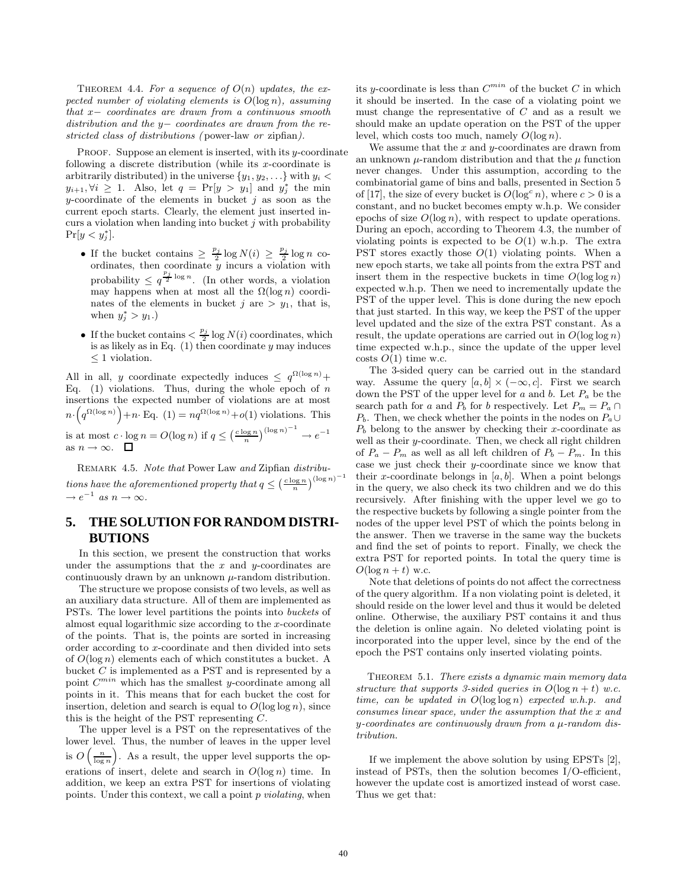THEOREM 4.4. *For a sequence of $O(n)$ updates, the expected number of violating elements is $O(\log n)$, assuming that $x-$ coordinates are drawn from a continuous smooth distribution and the $y-$ coordinates are drawn from the restricted class of distributions (*power-law *or* zipfian*).*

PROOF. Suppose an element is inserted, with its $y$-coordinate following a discrete distribution (while its $x$-coordinate is arbitrarily distributed) in the universe $\{y_1, y_2, \ldots\}$ with $y_i < y_{i+1}, \forall i \geq 1$. Also, let $q = \Pr[y > y_1]$ and $y_j^*$ the min $y$-coordinate of the elements in bucket $j$ as soon as the current epoch starts. Clearly, the element just inserted incurs a violation when landing into bucket $j$ with probability $\Pr[y < y_j^*]$.

- If the bucket contains $\geq \frac{p_j}{2} \log N(i) \geq \frac{p_j}{2} \log n$ coordinates, then coordinate $y$ incurs a violation with probability $\leq q^{\frac{p_j}{2} \log n}$. (In other words, a violation may happens when at most all the $\Omega(\log n)$ coordinates of the elements in bucket $j$ are $> y_1$, that is, when $y_j^* > y_1$.)
- If the bucket contains $< \frac{p_j}{2} \log N(i)$ coordinates, which is as likely as in Eq. (1) then coordinate $y$ may induces $\leq 1$ violation.

All in all, $y$ coordinate expectedly induces $\leq q^{\Omega(\log n)}+$ Eq. (1) violations. Thus, during the whole epoch of $n$ insertions the expected number of violations are at most $n \cdot \left(q^{\Omega(\log n)}\right) + n\cdot$ Eq. (1) $= nq^{\Omega(\log n)} + o(1)$ violations. This is at most $c \cdot \log n = O(\log n)$ if $q \leq \left(\frac{c \log n}{n}\right)^{(\log n)^{-1}} \to e^{-1}$ as $n \to \infty$. □

REMARK 4.5. *Note that* Power Law *and* Zipfian *distributions have the aforementioned property that $q \leq \left(\frac{c \log n}{n}\right)^{(\log n)^{-1}} \to e^{-1}$ as $n \to \infty$.*

## 5. THE SOLUTION FOR RANDOM DISTRIBUTIONS

In this section, we present the construction that works under the assumptions that the $x$ and $y$-coordinates are continuously drawn by an unknown $\mu$-random distribution.

The structure we propose consists of two levels, as well as an auxiliary data structure. All of them are implemented as PSTs. The lower level partitions the points into *buckets* of almost equal logarithmic size according to the $x$-coordinate of the points. That is, the points are sorted in increasing order according to $x$-coordinate and then divided into sets of $O(\log n)$ elements each of which constitutes a bucket. A bucket $C$ is implemented as a PST and is represented by a point $C^{min}$ which has the smallest $y$-coordinate among all points in it. This means that for each bucket the cost for insertion, deletion and search is equal to $O(\log \log n)$, since this is the height of the PST representing $C$.

The upper level is a PST on the representatives of the lower level. Thus, the number of leaves in the upper level is $O\left(\frac{n}{\log n}\right)$. As a result, the upper level supports the operations of insert, delete and search in $O(\log n)$ time. In addition, we keep an extra PST for insertions of violating points. Under this context, we call a point $p$ *violating*, when its $y$-coordinate is less than $C^{min}$ of the bucket $C$ in which it should be inserted. In the case of a violating point we must change the representative of $C$ and as a result we should make an update operation on the PST of the upper level, which costs too much, namely $O(\log n)$.

We assume that the $x$ and $y$-coordinates are drawn from an unknown $\mu$-random distribution and that the $\mu$ function never changes. Under this assumption, according to the combinatorial game of bins and balls, presented in Section 5 of [17], the size of every bucket is $O(\log^c n)$, where $c > 0$ is a constant, and no bucket becomes empty w.h.p. We consider epochs of size $O(\log n)$, with respect to update operations. During an epoch, according to Theorem 4.3, the number of violating points is expected to be $O(1)$ w.h.p. The extra PST stores exactly those $O(1)$ violating points. When a new epoch starts, we take all points from the extra PST and insert them in the respective buckets in time $O(\log \log n)$ expected w.h.p. Then we need to incrementally update the PST of the upper level. This is done during the new epoch that just started. In this way, we keep the PST of the upper level updated and the size of the extra PST constant. As a result, the update operations are carried out in $O(\log \log n)$ time expected w.h.p., since the update of the upper level costs $O(1)$ time w.c.

The 3-sided query can be carried out in the standard way. Assume the query $[a, b] \times (-\infty, c]$. First we search down the PST of the upper level for $a$ and $b$. Let $P_a$ be the search path for $a$ and $P_b$ for $b$ respectively. Let $P_m = P_a \cap P_b$. Then, we check whether the points in the nodes on $P_a \cup P_b$ belong to the answer by checking their $x$-coordinate as well as their $y$-coordinate. Then, we check all right children of $P_a - P_m$ as well as all left children of $P_b - P_m$. In this case we just check their $y$-coordinate since we know that their $x$-coordinate belongs in $[a, b]$. When a point belongs in the query, we also check its two children and we do this recursively. After finishing with the upper level we go to the respective buckets by following a single pointer from the nodes of the upper level PST of which the points belong in the answer. Then we traverse in the same way the buckets and find the set of points to report. Finally, we check the extra PST for reported points. In total the query time is $O(\log n + t)$ w.c.

Note that deletions of points do not affect the correctness of the query algorithm. If a non violating point is deleted, it should reside on the lower level and thus it would be deleted online. Otherwise, the auxiliary PST contains it and thus the deletion is online again. No deleted violating point is incorporated into the upper level, since by the end of the epoch the PST contains only inserted violating points.

THEOREM 5.1. *There exists a dynamic main memory data structure that supports 3-sided queries in $O(\log n + t)$ w.c. time, can be updated in $O(\log \log n)$ expected w.h.p. and consumes linear space, under the assumption that the $x$ and $y$-coordinates are continuously drawn from a $\mu$-random distribution.*

If we implement the above solution by using EPSTs [2], instead of PSTs, then the solution becomes I/O-efficient, however the update cost is amortized instead of worst case. Thus we get that: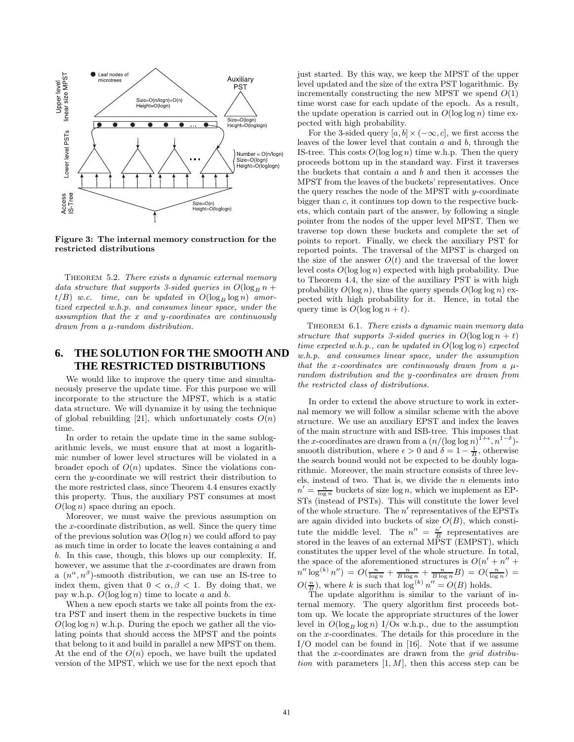Leaf nodes of microtrees

Upper level linear size MPST

Size=O(n/logn)=O(n)
Height=O(logn)

Auxiliary PST

Size=O(logn)
Height=O(loglogn)

Lower level PSTs

Number = O(n/logn)
Size=O(logn)
Height=O(loglogn)

Access IS-Tree

Size=O(n)
Height=O(loglogn)

**Figure 3: The internal memory construction for the restricted distributions**

Theorem 5.2. *There exists a dynamic external memory data structure that supports 3-sided queries in $O(\log_B n + t/B)$ w.c. time, can be updated in $O(\log_B \log n)$ amortized expected w.h.p. and consumes linear space, under the assumption that the x and y-coordinates are continuously drawn from a $\mu$-random distribution.*

## 6. THE SOLUTION FOR THE SMOOTH AND THE RESTRICTED DISTRIBUTIONS

We would like to improve the query time and simultaneously preserve the update time. For this purpose we will incorporate to the structure the MPST, which is a static data structure. We will dynamize it by using the technique of global rebuilding [21], which unfortunately costs $O(n)$ time.

In order to retain the update time in the same sublogarithmic levels, we must ensure that at most a logarithmic number of lower level structures will be violated in a broader epoch of $O(n)$ updates. Since the violations concern the $y$-coordinate we will restrict their distribution to the more restricted class, since Theorem 4.4 ensures exactly this property. Thus, the auxiliary PST consumes at most $O(\log n)$ space during an epoch.

Moreover, we must waive the previous assumption on the $x$-coordinate distribution, as well. Since the query time of the previous solution was $O(\log n)$ we could afford to pay as much time in order to locate the leaves containing $a$ and $b$. In this case, though, this blows up our complexity. If, however, we assume that the $x$-coordinates are drawn from a $(n^\alpha, n^\beta)$-smooth distribution, we can use an IS-tree to index them, given that $0 < \alpha, \beta < 1$. By doing that, we pay w.h.p. $O(\log \log n)$ time to locate $a$ and $b$.

When a new epoch starts we take all points from the extra PST and insert them in the respective buckets in time $O(\log \log n)$ w.h.p. During the epoch we gather all the violating points that should access the MPST and the points that belong to it and build in parallel a new MPST on them. At the end of the $O(n)$ epoch, we have built the updated version of the MPST, which we use for the next epoch that just started. By this way, we keep the MPST of the upper level updated and the size of the extra PST logarithmic. By incrementally constructing the new MPST we spend $O(1)$ time worst case for each update of the epoch. As a result, the update operation is carried out in $O(\log \log n)$ time expected with high probability.

For the 3-sided query $[a, b] \times (-\infty, c]$, we first access the leaves of the lower level that contain $a$ and $b$, through the IS-tree. This costs $O(\log \log n)$ time w.h.p. Then the query proceeds bottom up in the standard way. First it traverses the buckets that contain $a$ and $b$ and then it accesses the MPST from the leaves of the buckets' representatives. Once the query reaches the node of the MPST with $y$-coordinate bigger than $c$, it continues top down to the respective buckets, which contain part of the answer, by following a single pointer from the nodes of the upper level MPST. Then we traverse top down these buckets and complete the set of points to report. Finally, we check the auxiliary PST for reported points. The traversal of the MPST is charged on the size of the answer $O(t)$ and the traversal of the lower level costs $O(\log \log n)$ expected with high probability. Due to Theorem 4.4, the size of the auxiliary PST is with high probability $O(\log n)$, thus the query spends $O(\log \log n)$ expected with high probability for it. Hence, in total the query time is $O(\log \log n + t)$.

Theorem 6.1. *There exists a dynamic main memory data structure that supports 3-sided queries in $O(\log \log n + t)$ time expected w.h.p., can be updated in $O(\log \log n)$ expected w.h.p. and consumes linear space, under the assumption that the x-coordinates are continuously drawn from a $\mu$-random distribution and the y-coordinates are drawn from the restricted class of distributions.*

In order to extend the above structure to work in external memory we will follow a similar scheme with the above structure. We use an auxiliary EPST and index the leaves of the main structure with and ISB-tree. This imposes that the $x$-coordinates are drawn from a $(n/(\log \log n)^{1+\epsilon}, n^{1-\delta})$-smooth distribution, where $\epsilon > 0$ and $\delta = 1 - \frac{1}{B}$, otherwise the search bound would not be expected to be doubly logarithmic. Moreover, the main structure consists of three levels, instead of two. That is, we divide the $n$ elements into $n' = \frac{n}{\log n}$ buckets of size $\log n$, which we implement as EPSTs (instead of PSTs). This will constitute the lower level of the whole structure. The $n'$ representatives of the EPSTs are again divided into buckets of size $O(B)$, which constitute the middle level. The $n'' = \frac{n'}{B}$ representatives are stored in the leaves of an external MPST (EMPST), which constitutes the upper level of the whole structure. In total, the space of the aforementioned structures is $O(n' + n'' + n'' \log^{(k)} n'') = O(\frac{n}{\log n} + \frac{n}{B \log n} + \frac{n}{B \log n} B) = O(\frac{n}{\log n}) = O(\frac{n}{B})$, where $k$ is such that $\log^{(k)} n'' = O(B)$ holds.

The update algorithm is similar to the variant of internal memory. The query algorithm first proceeds bottom up. We locate the appropriate structures of the lower level in $O(\log_B \log n)$ I/Os w.h.p., due to the assumption on the $x$-coordinates. The details for this procedure in the I/O model can be found in [16]. Note that if we assume that the $x$-coordinates are drawn from the *grid distribution* with parameters $[1, M]$, then this access step can be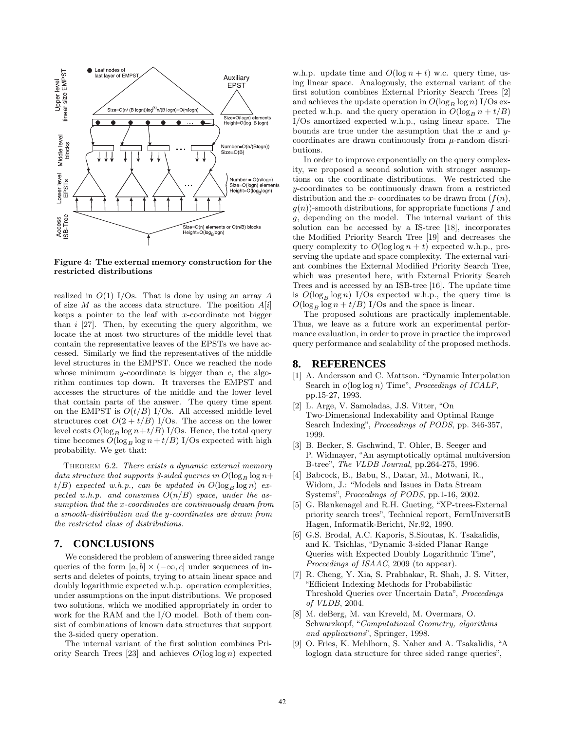**Figure 4: The external memory construction for the restricted distributions**

realized in $O(1)$ I/Os. That is done by using an array $A$ of size $M$ as the access data structure. The position $A[i]$ keeps a pointer to the leaf with $x$-coordinate not bigger than $i$ [27]. Then, by executing the query algorithm, we locate the at most two structures of the middle level that contain the representative leaves of the EPSTs we have accessed. Similarly we find the representatives of the middle level structures in the EMPST. Once we reached the node whose minimum $y$-coordinate is bigger than $c$, the algorithm continues top down. It traverses the EMPST and accesses the structures of the middle and the lower level that contain parts of the answer. The query time spent on the EMPST is $O(t/B)$ I/Os. All accessed middle level structures cost $O(2 + t/B)$ I/Os. The access on the lower level costs $O(\log_B \log n + t/B)$ I/Os. Hence, the total query time becomes $O(\log_B \log n + t/B)$ I/Os expected with high probability. We get that:

THEOREM 6.2. *There exists a dynamic external memory data structure that supports 3-sided queries in $O(\log_B \log n + t/B)$ expected w.h.p., can be updated in $O(\log_B \log n)$ expected w.h.p. and consumes $O(n/B)$ space, under the assumption that the x-coordinates are continuously drawn from a smooth-distribution and the y-coordinates are drawn from the restricted class of distributions.*

## 7. CONCLUSIONS

We considered the problem of answering three sided range queries of the form $[a, b] \times (-\infty, c]$ under sequences of inserts and deletes of points, trying to attain linear space and doubly logarithmic expected w.h.p. operation complexities, under assumptions on the input distributions. We proposed two solutions, which we modified appropriately in order to work for the RAM and the I/O model. Both of them consist of combinations of known data structures that support the 3-sided query operation.

The internal variant of the first solution combines Priority Search Trees [23] and achieves $O(\log \log n)$ expected w.h.p. update time and $O(\log n + t)$ w.c. query time, using linear space. Analogously, the external variant of the first solution combines External Priority Search Trees [2] and achieves the update operation in $O(\log_B \log n)$ I/Os expected w.h.p. and the query operation in $O(\log_B n + t/B)$ I/Os amortized expected w.h.p., using linear space. The bounds are true under the assumption that the $x$ and $y$-coordinates are drawn continuously from $\mu$-random distributions.

In order to improve exponentially on the query complexity, we proposed a second solution with stronger assumptions on the coordinate distributions. We restricted the $y$-coordinates to be continuously drawn from a restricted distribution and the $x$- coordinates to be drawn from $(f(n), g(n))$-smooth distributions, for appropriate functions $f$ and $g$, depending on the model. The internal variant of this solution can be accessed by a IS-tree [18], incorporates the Modified Priority Search Tree [19] and decreases the query complexity to $O(\log \log n + t)$ expected w.h.p., preserving the update and space complexity. The external variant combines the External Modified Priority Search Tree, which was presented here, with External Priority Search Trees and is accessed by an ISB-tree [16]. The update time is $O(\log_B \log n)$ I/Os expected w.h.p., the query time is $O(\log_B \log n + t/B)$ I/Os and the space is linear.

The proposed solutions are practically implementable. Thus, we leave as a future work an experimental performance evaluation, in order to prove in practice the improved query performance and scalability of the proposed methods.

## 8. REFERENCES

[1] A. Andersson and C. Mattson. "Dynamic Interpolation Search in $o(\log \log n)$ Time", *Proceedings of ICALP*, pp.15-27, 1993.

[2] L. Arge, V. Samoladas, J.S. Vitter, "On Two-Dimensional Indexability and Optimal Range Search Indexing", *Proceedings of PODS*, pp. 346-357, 1999.

[3] B. Becker, S. Gschwind, T. Ohler, B. Seeger and P. Widmayer, "An asymptotically optimal multiversion B-tree", *The VLDB Journal*, pp.264-275, 1996.

[4] Babcock, B., Babu, S., Datar, M., Motwani, R., Widom, J.: "Models and Issues in Data Stream Systems", *Proceedings of PODS*, pp.1-16, 2002.

[5] G. Blankenagel and R.H. Gueting, "XP-trees-External priority search trees", Technical report, FernUniversitB Hagen, Informatik-Bericht, Nr.92, 1990.

[6] G.S. Brodal, A.C. Kaporis, S.Sioutas, K. Tsakalidis, and K. Tsichlas, "Dynamic 3-sided Planar Range Queries with Expected Doubly Logarithmic Time", *Proceedings of ISAAC*, 2009 (to appear).

[7] R. Cheng, Y. Xia, S. Prabhakar, R. Shah, J. S. Vitter, "Efficient Indexing Methods for Probabilistic Threshold Queries over Uncertain Data", *Proceedings of VLDB*, 2004.

[8] M. deBerg, M. van Kreveld, M. Overmars, O. Schwarzkopf, "*Computational Geometry, algorithms and applications*", Springer, 1998.

[9] O. Fries, K. Mehlhorn, S. Naher and A. Tsakalidis, "A loglogn data structure for three sided range queries",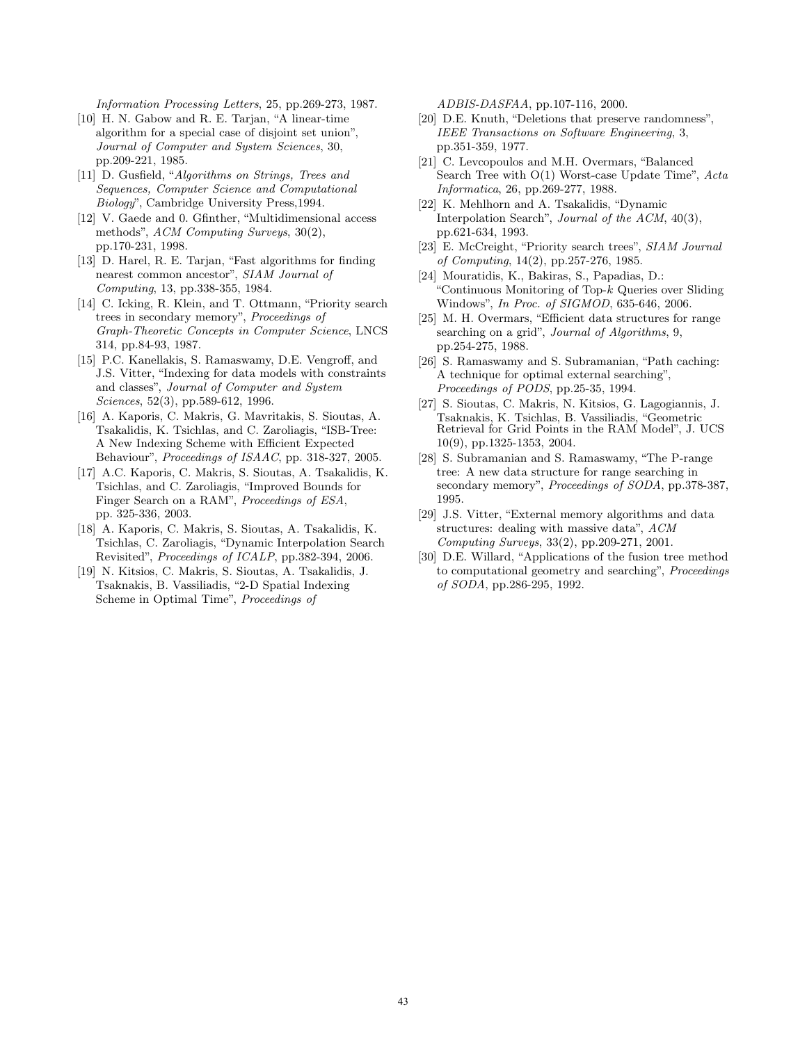*Information Processing Letters*, 25, pp.269-273, 1987.

[10] H. N. Gabow and R. E. Tarjan, "A linear-time algorithm for a special case of disjoint set union", *Journal of Computer and System Sciences*, 30, pp.209-221, 1985.

[11] D. Gusfield, "*Algorithms on Strings, Trees and Sequences, Computer Science and Computational Biology*", Cambridge University Press,1994.

[12] V. Gaede and 0. Gfinther, "Multidimensional access methods", *ACM Computing Surveys*, 30(2), pp.170-231, 1998.

[13] D. Harel, R. E. Tarjan, "Fast algorithms for finding nearest common ancestor", *SIAM Journal of Computing*, 13, pp.338-355, 1984.

[14] C. Icking, R. Klein, and T. Ottmann, "Priority search trees in secondary memory", *Proceedings of Graph-Theoretic Concepts in Computer Science*, LNCS 314, pp.84-93, 1987.

[15] P.C. Kanellakis, S. Ramaswamy, D.E. Vengroff, and J.S. Vitter, "Indexing for data models with constraints and classes", *Journal of Computer and System Sciences*, 52(3), pp.589-612, 1996.

[16] A. Kaporis, C. Makris, G. Mavritakis, S. Sioutas, A. Tsakalidis, K. Tsichlas, and C. Zaroliagis, "ISB-Tree: A New Indexing Scheme with Efficient Expected Behaviour", *Proceedings of ISAAC*, pp. 318-327, 2005.

[17] A.C. Kaporis, C. Makris, S. Sioutas, A. Tsakalidis, K. Tsichlas, and C. Zaroliagis, "Improved Bounds for Finger Search on a RAM", *Proceedings of ESA*, pp. 325-336, 2003.

[18] A. Kaporis, C. Makris, S. Sioutas, A. Tsakalidis, K. Tsichlas, C. Zaroliagis, "Dynamic Interpolation Search Revisited", *Proceedings of ICALP*, pp.382-394, 2006.

[19] N. Kitsios, C. Makris, S. Sioutas, A. Tsakalidis, J. Tsaknakis, B. Vassiliadis, "2-D Spatial Indexing Scheme in Optimal Time", *Proceedings of ADBIS-DASFAA*, pp.107-116, 2000.

[20] D.E. Knuth, "Deletions that preserve randomness", *IEEE Transactions on Software Engineering*, 3, pp.351-359, 1977.

[21] C. Levcopoulos and M.H. Overmars, "Balanced Search Tree with O(1) Worst-case Update Time", *Acta Informatica*, 26, pp.269-277, 1988.

[22] K. Mehlhorn and A. Tsakalidis, "Dynamic Interpolation Search", *Journal of the ACM*, 40(3), pp.621-634, 1993.

[23] E. McCreight, "Priority search trees", *SIAM Journal of Computing*, 14(2), pp.257-276, 1985.

[24] Mouratidis, K., Bakiras, S., Papadias, D.: "Continuous Monitoring of Top-$k$ Queries over Sliding Windows", *In Proc. of SIGMOD*, 635-646, 2006.

[25] M. H. Overmars, "Efficient data structures for range searching on a grid", *Journal of Algorithms*, 9, pp.254-275, 1988.

[26] S. Ramaswamy and S. Subramanian, "Path caching: A technique for optimal external searching", *Proceedings of PODS*, pp.25-35, 1994.

[27] S. Sioutas, C. Makris, N. Kitsios, G. Lagogiannis, J. Tsaknakis, K. Tsichlas, B. Vassiliadis, "Geometric Retrieval for Grid Points in the RAM Model", J. UCS 10(9), pp.1325-1353, 2004.

[28] S. Subramanian and S. Ramaswamy, "The P-range tree: A new data structure for range searching in secondary memory", *Proceedings of SODA*, pp.378-387, 1995.

[29] J.S. Vitter, "External memory algorithms and data structures: dealing with massive data", *ACM Computing Surveys*, 33(2), pp.209-271, 2001.

[30] D.E. Willard, "Applications of the fusion tree method to computational geometry and searching", *Proceedings of SODA*, pp.286-295, 1992.